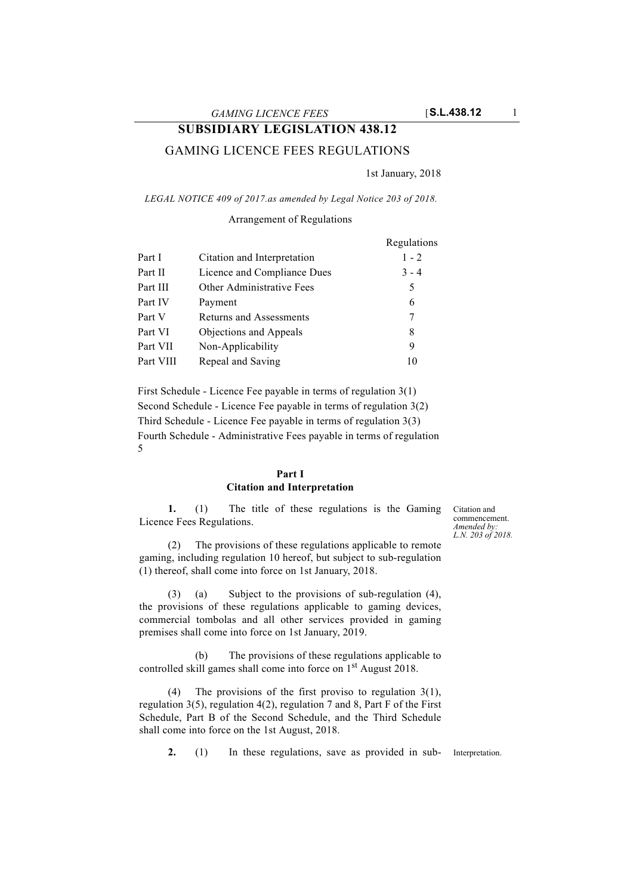# SUBSIDIARY LEGISLATION 438.12

## GAMING LICENCE FEES REGULATIONS

1st January, 2018

*LEGAL NOTICE 409 of 2017.as amended by Legal Notice 203 of 2018.*

Arrangement of Regulations

| | | Regulations |
|---|---|---|
| Part I | Citation and Interpretation | 1 - 2 |
| Part II | Licence and Compliance Dues | 3 - 4 |
| Part III | Other Administrative Fees | 5 |
| Part IV | Payment | 6 |
| Part V | Returns and Assessments | 7 |
| Part VI | Objections and Appeals | 8 |
| Part VII | Non-Applicability | 9 |
| Part VIII | Repeal and Saving | 10 |

First Schedule - Licence Fee payable in terms of regulation 3(1)
Second Schedule - Licence Fee payable in terms of regulation 3(2)
Third Schedule - Licence Fee payable in terms of regulation 3(3)
Fourth Schedule - Administrative Fees payable in terms of regulation 5

### Part I
### Citation and Interpretation

*Citation and commencement. Amended by: L.N. 203 of 2018.*

**1.** (1) The title of these regulations is the Gaming Licence Fees Regulations.

(2) The provisions of these regulations applicable to remote gaming, including regulation 10 hereof, but subject to sub-regulation (1) thereof, shall come into force on 1st January, 2018.

(3) (a) Subject to the provisions of sub-regulation (4), the provisions of these regulations applicable to gaming devices, commercial tombolas and all other services provided in gaming premises shall come into force on 1st January, 2019.

(b) The provisions of these regulations applicable to controlled skill games shall come into force on 1st August 2018.

(4) The provisions of the first proviso to regulation 3(1), regulation 3(5), regulation 4(2), regulation 7 and 8, Part F of the First Schedule, Part B of the Second Schedule, and the Third Schedule shall come into force on the 1st August, 2018.

*Interpretation.*

**2.** (1) In these regulations, save as provided in sub-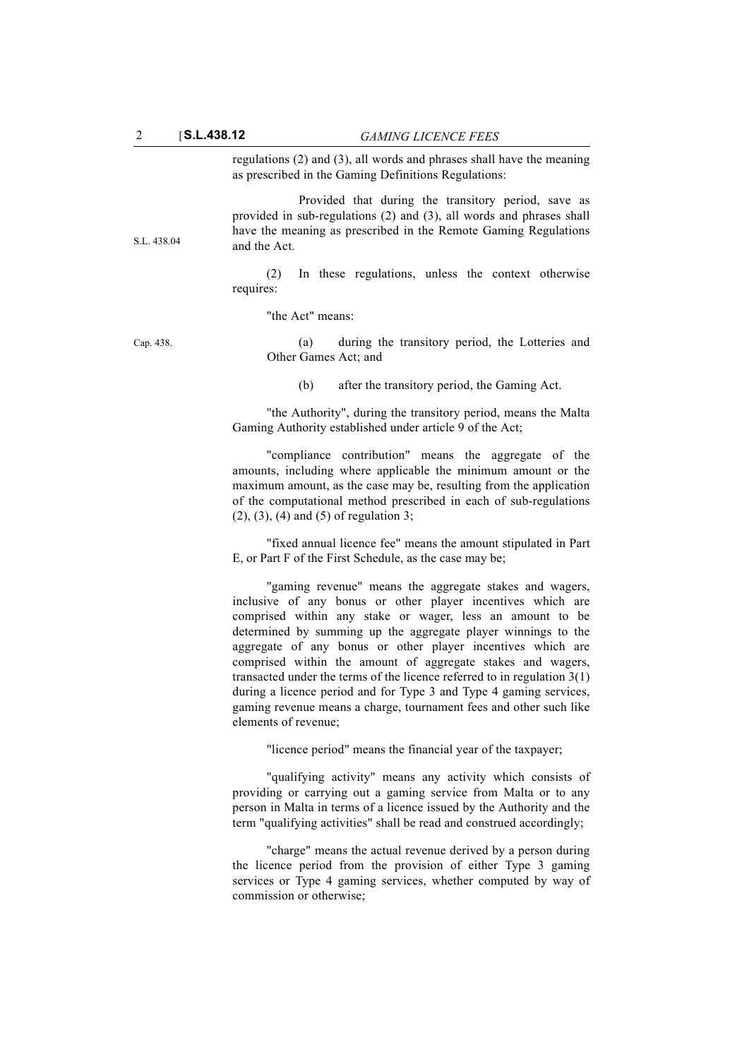regulations (2) and (3), all words and phrases shall have the meaning as prescribed in the Gaming Definitions Regulations:

Provided that during the transitory period, save as provided in sub-regulations (2) and (3), all words and phrases shall have the meaning as prescribed in the Remote Gaming Regulations and the Act.

S.L. 438.04

(2) In these regulations, unless the context otherwise requires:

"the Act" means:

Cap. 438.

(a) during the transitory period, the Lotteries and Other Games Act; and

(b) after the transitory period, the Gaming Act.

"the Authority", during the transitory period, means the Malta Gaming Authority established under article 9 of the Act;

"compliance contribution" means the aggregate of the amounts, including where applicable the minimum amount or the maximum amount, as the case may be, resulting from the application of the computational method prescribed in each of sub-regulations (2), (3), (4) and (5) of regulation 3;

"fixed annual licence fee" means the amount stipulated in Part E, or Part F of the First Schedule, as the case may be;

"gaming revenue" means the aggregate stakes and wagers, inclusive of any bonus or other player incentives which are comprised within any stake or wager, less an amount to be determined by summing up the aggregate player winnings to the aggregate of any bonus or other player incentives which are comprised within the amount of aggregate stakes and wagers, transacted under the terms of the licence referred to in regulation 3(1) during a licence period and for Type 3 and Type 4 gaming services, gaming revenue means a charge, tournament fees and other such like elements of revenue;

"licence period" means the financial year of the taxpayer;

"qualifying activity" means any activity which consists of providing or carrying out a gaming service from Malta or to any person in Malta in terms of a licence issued by the Authority and the term "qualifying activities" shall be read and construed accordingly;

"charge" means the actual revenue derived by a person during the licence period from the provision of either Type 3 gaming services or Type 4 gaming services, whether computed by way of commission or otherwise;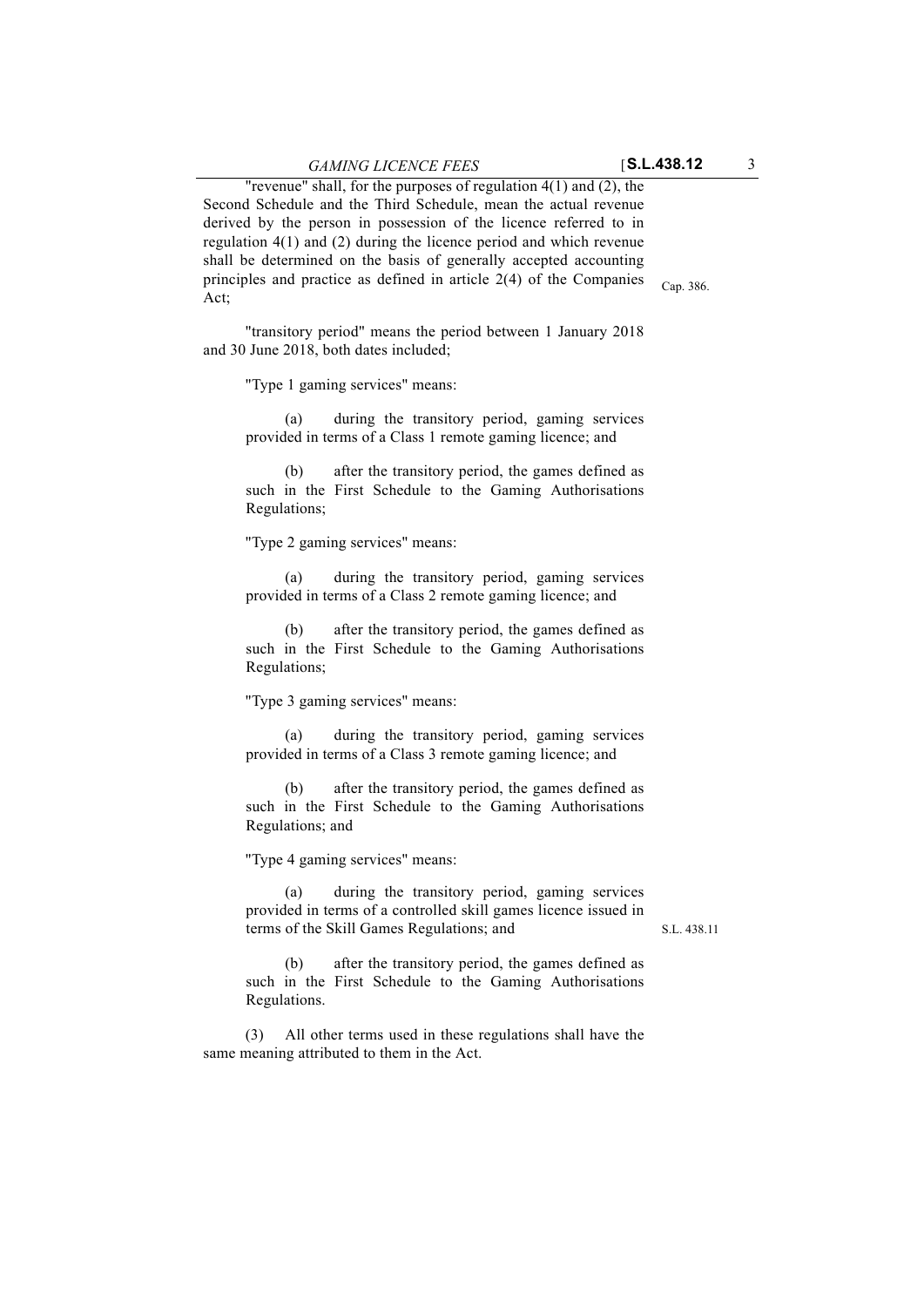"revenue" shall, for the purposes of regulation 4(1) and (2), the Second Schedule and the Third Schedule, mean the actual revenue derived by the person in possession of the licence referred to in regulation 4(1) and (2) during the licence period and which revenue shall be determined on the basis of generally accepted accounting principles and practice as defined in article 2(4) of the Companies Act;

Cap. 386.

"transitory period" means the period between 1 January 2018 and 30 June 2018, both dates included;

"Type 1 gaming services" means:

(a) during the transitory period, gaming services provided in terms of a Class 1 remote gaming licence; and

(b) after the transitory period, the games defined as such in the First Schedule to the Gaming Authorisations Regulations;

"Type 2 gaming services" means:

(a) during the transitory period, gaming services provided in terms of a Class 2 remote gaming licence; and

(b) after the transitory period, the games defined as such in the First Schedule to the Gaming Authorisations Regulations;

"Type 3 gaming services" means:

(a) during the transitory period, gaming services provided in terms of a Class 3 remote gaming licence; and

(b) after the transitory period, the games defined as such in the First Schedule to the Gaming Authorisations Regulations; and

"Type 4 gaming services" means:

(a) during the transitory period, gaming services provided in terms of a controlled skill games licence issued in terms of the Skill Games Regulations; and

S.L. 438.11

(b) after the transitory period, the games defined as such in the First Schedule to the Gaming Authorisations Regulations.

(3) All other terms used in these regulations shall have the same meaning attributed to them in the Act.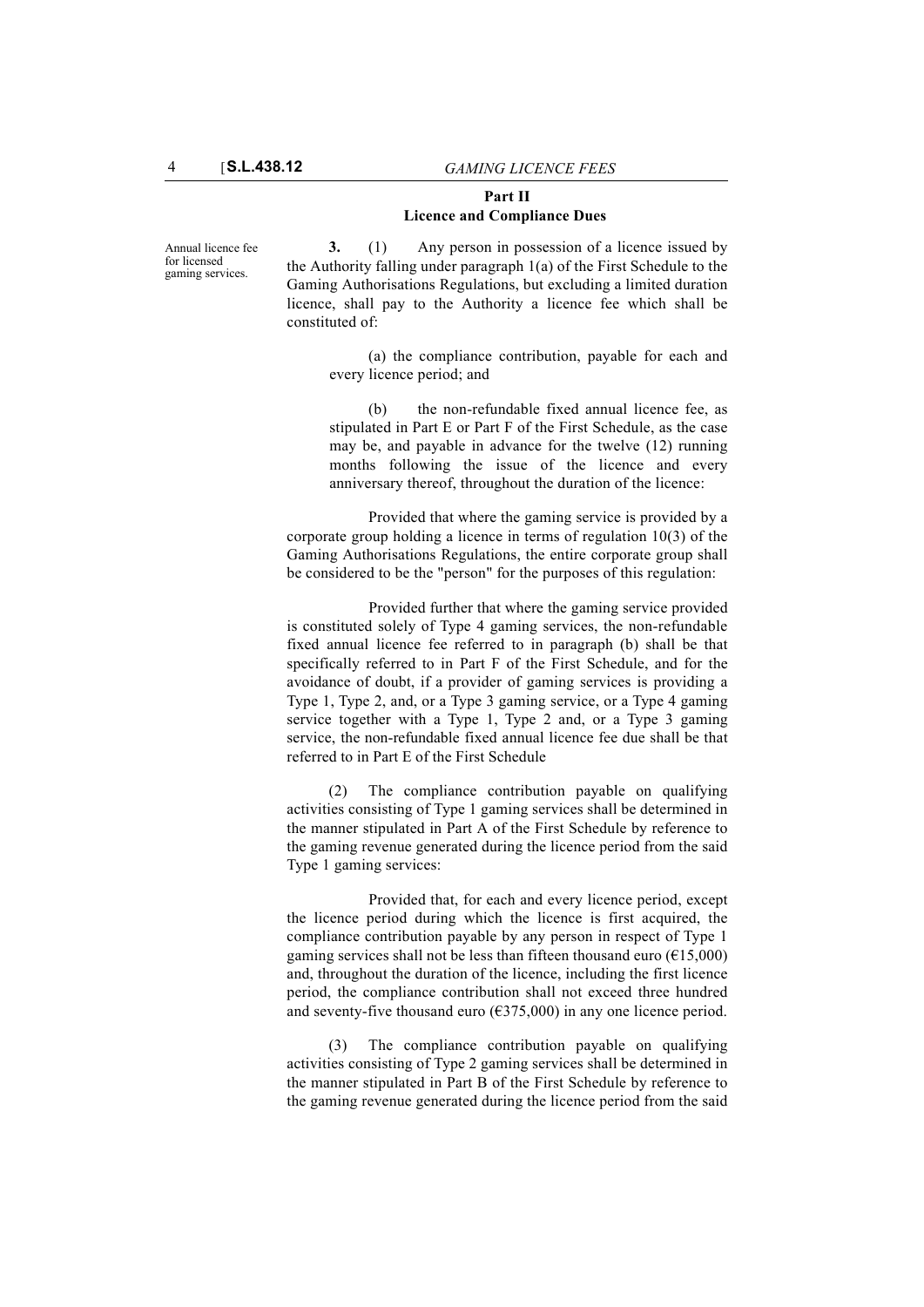## Part II
## Licence and Compliance Dues

Annual licence fee for licensed gaming services.

**3.** (1) Any person in possession of a licence issued by the Authority falling under paragraph 1(a) of the First Schedule to the Gaming Authorisations Regulations, but excluding a limited duration licence, shall pay to the Authority a licence fee which shall be constituted of:

(a) the compliance contribution, payable for each and every licence period; and

(b) the non-refundable fixed annual licence fee, as stipulated in Part E or Part F of the First Schedule, as the case may be, and payable in advance for the twelve (12) running months following the issue of the licence and every anniversary thereof, throughout the duration of the licence:

Provided that where the gaming service is provided by a corporate group holding a licence in terms of regulation 10(3) of the Gaming Authorisations Regulations, the entire corporate group shall be considered to be the "person" for the purposes of this regulation:

Provided further that where the gaming service provided is constituted solely of Type 4 gaming services, the non-refundable fixed annual licence fee referred to in paragraph (b) shall be that specifically referred to in Part F of the First Schedule, and for the avoidance of doubt, if a provider of gaming services is providing a Type 1, Type 2, and, or a Type 3 gaming service, or a Type 4 gaming service together with a Type 1, Type 2 and, or a Type 3 gaming service, the non-refundable fixed annual licence fee due shall be that referred to in Part E of the First Schedule

(2) The compliance contribution payable on qualifying activities consisting of Type 1 gaming services shall be determined in the manner stipulated in Part A of the First Schedule by reference to the gaming revenue generated during the licence period from the said Type 1 gaming services:

Provided that, for each and every licence period, except the licence period during which the licence is first acquired, the compliance contribution payable by any person in respect of Type 1 gaming services shall not be less than fifteen thousand euro (€15,000) and, throughout the duration of the licence, including the first licence period, the compliance contribution shall not exceed three hundred and seventy-five thousand euro (€375,000) in any one licence period.

(3) The compliance contribution payable on qualifying activities consisting of Type 2 gaming services shall be determined in the manner stipulated in Part B of the First Schedule by reference to the gaming revenue generated during the licence period from the said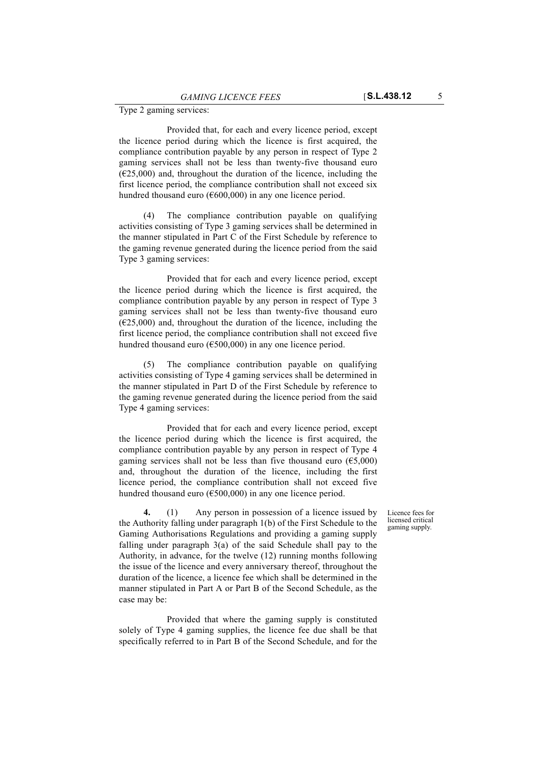Type 2 gaming services:

Provided that, for each and every licence period, except the licence period during which the licence is first acquired, the compliance contribution payable by any person in respect of Type 2 gaming services shall not be less than twenty-five thousand euro (€25,000) and, throughout the duration of the licence, including the first licence period, the compliance contribution shall not exceed six hundred thousand euro (€600,000) in any one licence period.

(4) The compliance contribution payable on qualifying activities consisting of Type 3 gaming services shall be determined in the manner stipulated in Part C of the First Schedule by reference to the gaming revenue generated during the licence period from the said Type 3 gaming services:

Provided that for each and every licence period, except the licence period during which the licence is first acquired, the compliance contribution payable by any person in respect of Type 3 gaming services shall not be less than twenty-five thousand euro (€25,000) and, throughout the duration of the licence, including the first licence period, the compliance contribution shall not exceed five hundred thousand euro (€500,000) in any one licence period.

(5) The compliance contribution payable on qualifying activities consisting of Type 4 gaming services shall be determined in the manner stipulated in Part D of the First Schedule by reference to the gaming revenue generated during the licence period from the said Type 4 gaming services:

Provided that for each and every licence period, except the licence period during which the licence is first acquired, the compliance contribution payable by any person in respect of Type 4 gaming services shall not be less than five thousand euro (€5,000) and, throughout the duration of the licence, including the first licence period, the compliance contribution shall not exceed five hundred thousand euro (€500,000) in any one licence period.

*Licence fees for licensed critical gaming supply.*

**4.** (1) Any person in possession of a licence issued by the Authority falling under paragraph 1(b) of the First Schedule to the Gaming Authorisations Regulations and providing a gaming supply falling under paragraph 3(a) of the said Schedule shall pay to the Authority, in advance, for the twelve (12) running months following the issue of the licence and every anniversary thereof, throughout the duration of the licence, a licence fee which shall be determined in the manner stipulated in Part A or Part B of the Second Schedule, as the case may be:

Provided that where the gaming supply is constituted solely of Type 4 gaming supplies, the licence fee due shall be that specifically referred to in Part B of the Second Schedule, and for the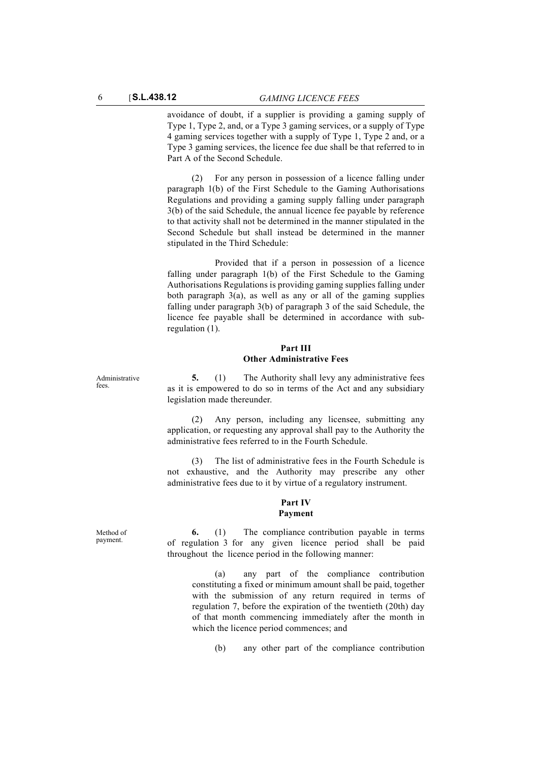avoidance of doubt, if a supplier is providing a gaming supply of Type 1, Type 2, and, or a Type 3 gaming services, or a supply of Type 4 gaming services together with a supply of Type 1, Type 2 and, or a Type 3 gaming services, the licence fee due shall be that referred to in Part A of the Second Schedule.

(2) For any person in possession of a licence falling under paragraph 1(b) of the First Schedule to the Gaming Authorisations Regulations and providing a gaming supply falling under paragraph 3(b) of the said Schedule, the annual licence fee payable by reference to that activity shall not be determined in the manner stipulated in the Second Schedule but shall instead be determined in the manner stipulated in the Third Schedule:

Provided that if a person in possession of a licence falling under paragraph 1(b) of the First Schedule to the Gaming Authorisations Regulations is providing gaming supplies falling under both paragraph 3(a), as well as any or all of the gaming supplies falling under paragraph 3(b) of paragraph 3 of the said Schedule, the licence fee payable shall be determined in accordance with sub-regulation (1).

## Part III
## Other Administrative Fees

Administrative fees.

**5.** (1) The Authority shall levy any administrative fees as it is empowered to do so in terms of the Act and any subsidiary legislation made thereunder.

(2) Any person, including any licensee, submitting any application, or requesting any approval shall pay to the Authority the administrative fees referred to in the Fourth Schedule.

(3) The list of administrative fees in the Fourth Schedule is not exhaustive, and the Authority may prescribe any other administrative fees due to it by virtue of a regulatory instrument.

## Part IV
## Payment

Method of payment.

**6.** (1) The compliance contribution payable in terms of regulation 3 for any given licence period shall be paid throughout the licence period in the following manner:

(a) any part of the compliance contribution constituting a fixed or minimum amount shall be paid, together with the submission of any return required in terms of regulation 7, before the expiration of the twentieth (20th) day of that month commencing immediately after the month in which the licence period commences; and

(b) any other part of the compliance contribution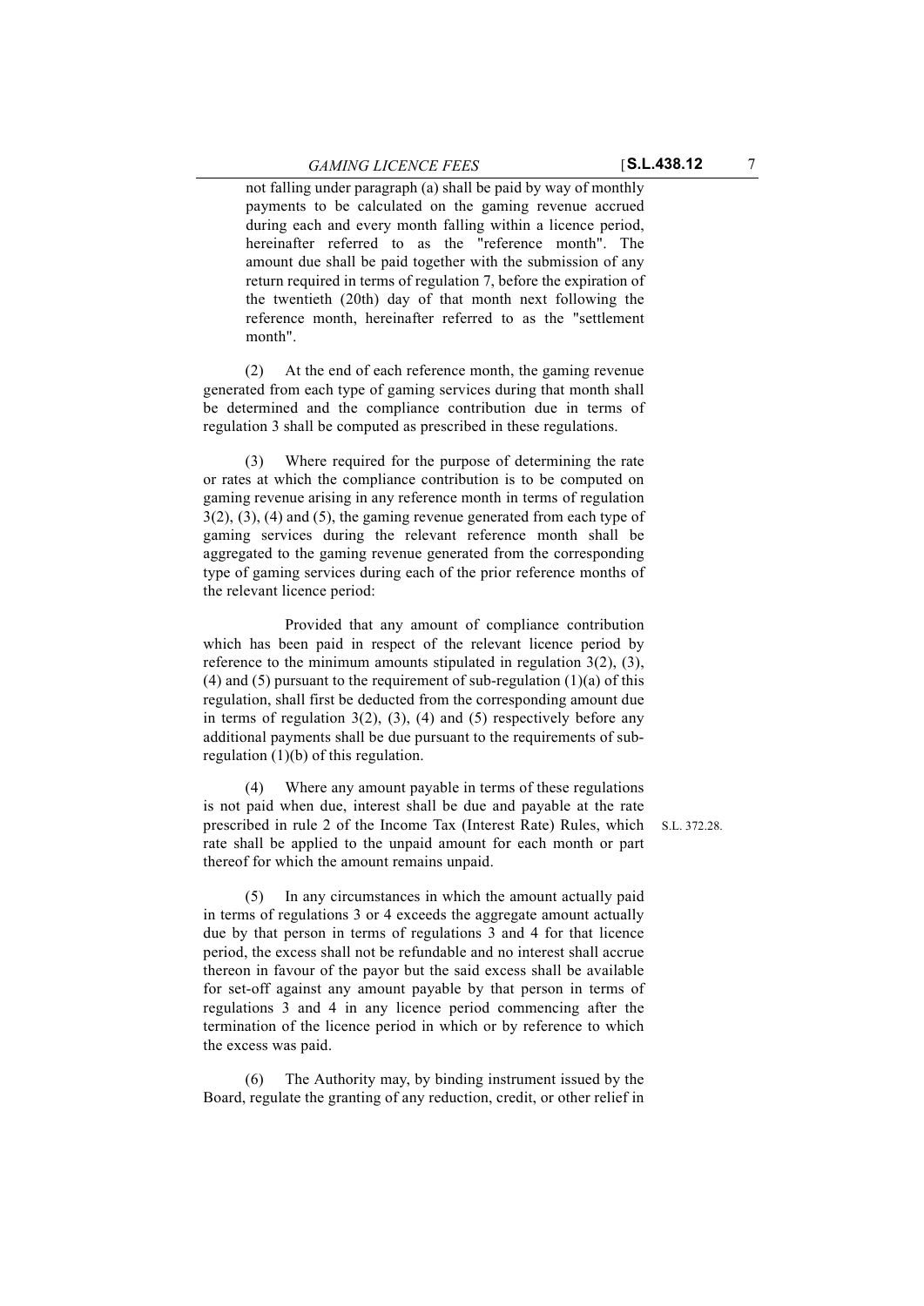not falling under paragraph (a) shall be paid by way of monthly payments to be calculated on the gaming revenue accrued during each and every month falling within a licence period, hereinafter referred to as the "reference month". The amount due shall be paid together with the submission of any return required in terms of regulation 7, before the expiration of the twentieth (20th) day of that month next following the reference month, hereinafter referred to as the "settlement month".

(2) At the end of each reference month, the gaming revenue generated from each type of gaming services during that month shall be determined and the compliance contribution due in terms of regulation 3 shall be computed as prescribed in these regulations.

(3) Where required for the purpose of determining the rate or rates at which the compliance contribution is to be computed on gaming revenue arising in any reference month in terms of regulation 3(2), (3), (4) and (5), the gaming revenue generated from each type of gaming services during the relevant reference month shall be aggregated to the gaming revenue generated from the corresponding type of gaming services during each of the prior reference months of the relevant licence period:

Provided that any amount of compliance contribution which has been paid in respect of the relevant licence period by reference to the minimum amounts stipulated in regulation 3(2), (3), (4) and (5) pursuant to the requirement of sub-regulation (1)(a) of this regulation, shall first be deducted from the corresponding amount due in terms of regulation 3(2), (3), (4) and (5) respectively before any additional payments shall be due pursuant to the requirements of sub-regulation (1)(b) of this regulation.

(4) Where any amount payable in terms of these regulations is not paid when due, interest shall be due and payable at the rate prescribed in rule 2 of the Income Tax (Interest Rate) Rules, which rate shall be applied to the unpaid amount for each month or part thereof for which the amount remains unpaid.

S.L. 372.28.

(5) In any circumstances in which the amount actually paid in terms of regulations 3 or 4 exceeds the aggregate amount actually due by that person in terms of regulations 3 and 4 for that licence period, the excess shall not be refundable and no interest shall accrue thereon in favour of the payor but the said excess shall be available for set-off against any amount payable by that person in terms of regulations 3 and 4 in any licence period commencing after the termination of the licence period in which or by reference to which the excess was paid.

(6) The Authority may, by binding instrument issued by the Board, regulate the granting of any reduction, credit, or other relief in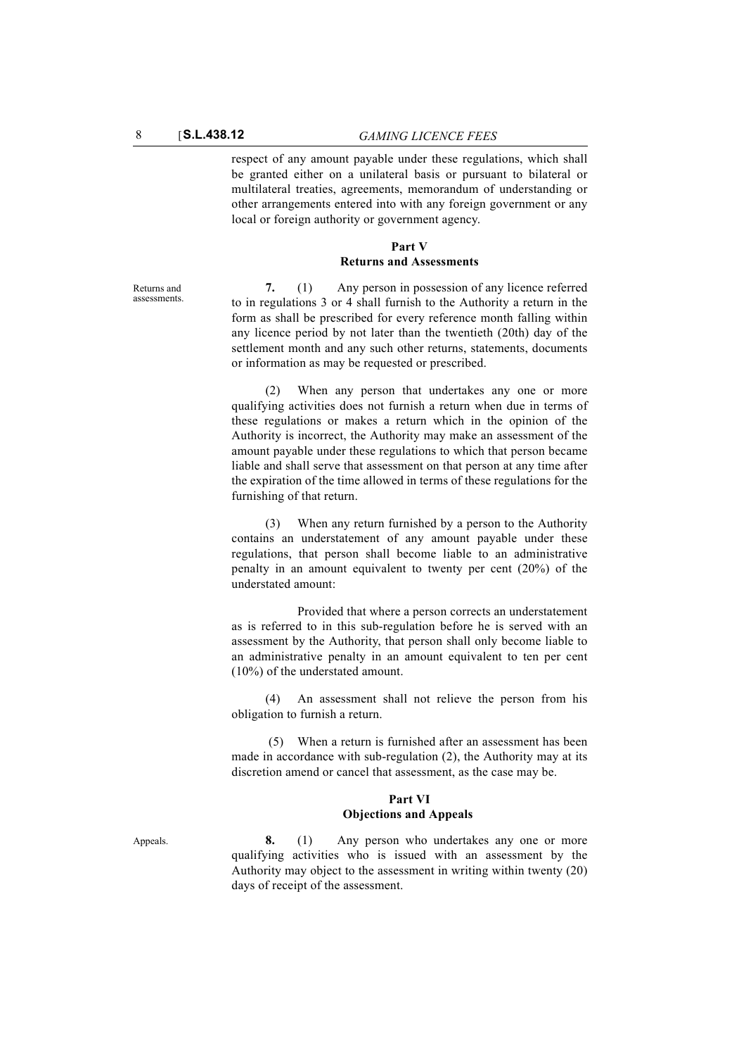respect of any amount payable under these regulations, which shall be granted either on a unilateral basis or pursuant to bilateral or multilateral treaties, agreements, memorandum of understanding or other arrangements entered into with any foreign government or any local or foreign authority or government agency.

## Part V
## Returns and Assessments

Returns and assessments.

**7.** (1) Any person in possession of any licence referred to in regulations 3 or 4 shall furnish to the Authority a return in the form as shall be prescribed for every reference month falling within any licence period by not later than the twentieth (20th) day of the settlement month and any such other returns, statements, documents or information as may be requested or prescribed.

(2) When any person that undertakes any one or more qualifying activities does not furnish a return when due in terms of these regulations or makes a return which in the opinion of the Authority is incorrect, the Authority may make an assessment of the amount payable under these regulations to which that person became liable and shall serve that assessment on that person at any time after the expiration of the time allowed in terms of these regulations for the furnishing of that return.

(3) When any return furnished by a person to the Authority contains an understatement of any amount payable under these regulations, that person shall become liable to an administrative penalty in an amount equivalent to twenty per cent (20%) of the understated amount:

Provided that where a person corrects an understatement as is referred to in this sub-regulation before he is served with an assessment by the Authority, that person shall only become liable to an administrative penalty in an amount equivalent to ten per cent (10%) of the understated amount.

(4) An assessment shall not relieve the person from his obligation to furnish a return.

(5) When a return is furnished after an assessment has been made in accordance with sub-regulation (2), the Authority may at its discretion amend or cancel that assessment, as the case may be.

## Part VI
## Objections and Appeals

Appeals.

**8.** (1) Any person who undertakes any one or more qualifying activities who is issued with an assessment by the Authority may object to the assessment in writing within twenty (20) days of receipt of the assessment.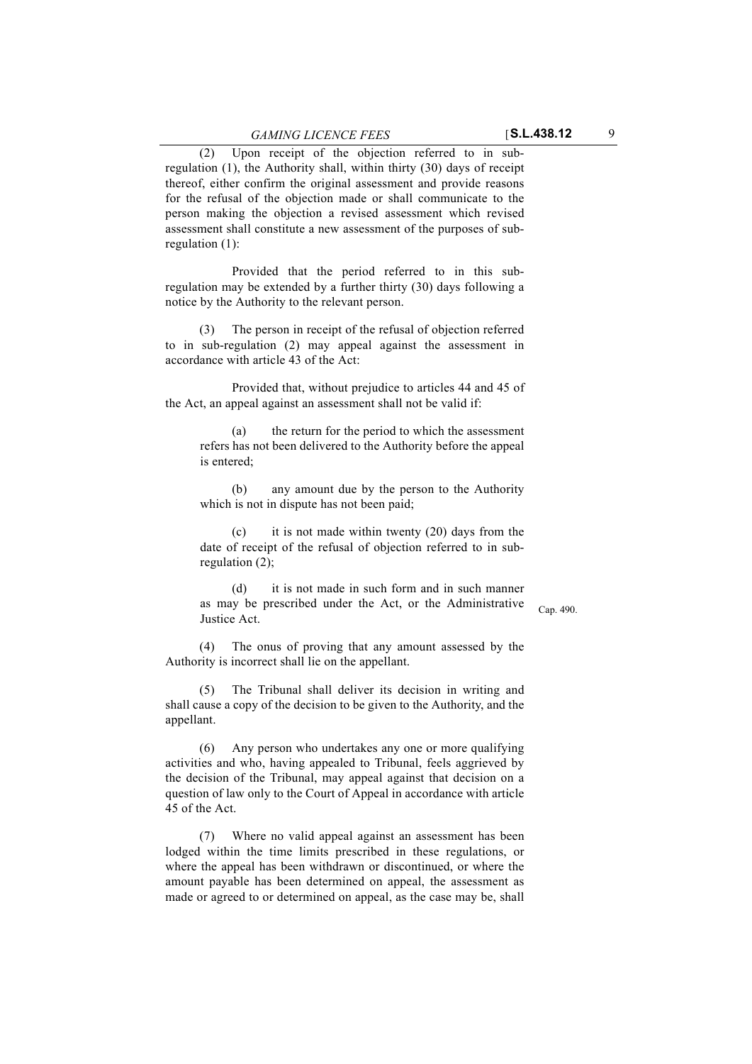(2) Upon receipt of the objection referred to in sub-regulation (1), the Authority shall, within thirty (30) days of receipt thereof, either confirm the original assessment and provide reasons for the refusal of the objection made or shall communicate to the person making the objection a revised assessment which revised assessment shall constitute a new assessment of the purposes of sub-regulation (1):

Provided that the period referred to in this sub-regulation may be extended by a further thirty (30) days following a notice by the Authority to the relevant person.

(3) The person in receipt of the refusal of objection referred to in sub-regulation (2) may appeal against the assessment in accordance with article 43 of the Act:

Provided that, without prejudice to articles 44 and 45 of the Act, an appeal against an assessment shall not be valid if:

(a) the return for the period to which the assessment refers has not been delivered to the Authority before the appeal is entered;

(b) any amount due by the person to the Authority which is not in dispute has not been paid;

(c) it is not made within twenty (20) days from the date of receipt of the refusal of objection referred to in sub-regulation (2);

(d) it is not made in such form and in such manner as may be prescribed under the Act, or the Administrative Justice Act.

Cap. 490.

(4) The onus of proving that any amount assessed by the Authority is incorrect shall lie on the appellant.

(5) The Tribunal shall deliver its decision in writing and shall cause a copy of the decision to be given to the Authority, and the appellant.

(6) Any person who undertakes any one or more qualifying activities and who, having appealed to Tribunal, feels aggrieved by the decision of the Tribunal, may appeal against that decision on a question of law only to the Court of Appeal in accordance with article 45 of the Act.

(7) Where no valid appeal against an assessment has been lodged within the time limits prescribed in these regulations, or where the appeal has been withdrawn or discontinued, or where the amount payable has been determined on appeal, the assessment as made or agreed to or determined on appeal, as the case may be, shall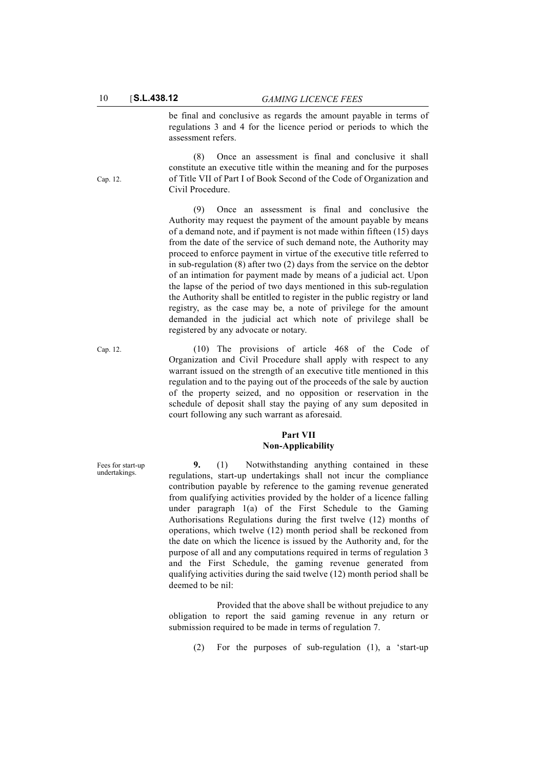be final and conclusive as regards the amount payable in terms of regulations 3 and 4 for the licence period or periods to which the assessment refers.

Cap. 12.

(8) Once an assessment is final and conclusive it shall constitute an executive title within the meaning and for the purposes of Title VII of Part I of Book Second of the Code of Organization and Civil Procedure.

(9) Once an assessment is final and conclusive the Authority may request the payment of the amount payable by means of a demand note, and if payment is not made within fifteen (15) days from the date of the service of such demand note, the Authority may proceed to enforce payment in virtue of the executive title referred to in sub-regulation (8) after two (2) days from the service on the debtor of an intimation for payment made by means of a judicial act. Upon the lapse of the period of two days mentioned in this sub-regulation the Authority shall be entitled to register in the public registry or land registry, as the case may be, a note of privilege for the amount demanded in the judicial act which note of privilege shall be registered by any advocate or notary.

Cap. 12.

(10) The provisions of article 468 of the Code of Organization and Civil Procedure shall apply with respect to any warrant issued on the strength of an executive title mentioned in this regulation and to the paying out of the proceeds of the sale by auction of the property seized, and no opposition or reservation in the schedule of deposit shall stay the paying of any sum deposited in court following any such warrant as aforesaid.

## Part VII
## Non-Applicability

Fees for start-up undertakings.

**9.** (1) Notwithstanding anything contained in these regulations, start-up undertakings shall not incur the compliance contribution payable by reference to the gaming revenue generated from qualifying activities provided by the holder of a licence falling under paragraph 1(a) of the First Schedule to the Gaming Authorisations Regulations during the first twelve (12) months of operations, which twelve (12) month period shall be reckoned from the date on which the licence is issued by the Authority and, for the purpose of all and any computations required in terms of regulation 3 and the First Schedule, the gaming revenue generated from qualifying activities during the said twelve (12) month period shall be deemed to be nil:

Provided that the above shall be without prejudice to any obligation to report the said gaming revenue in any return or submission required to be made in terms of regulation 7.

(2) For the purposes of sub-regulation (1), a 'start-up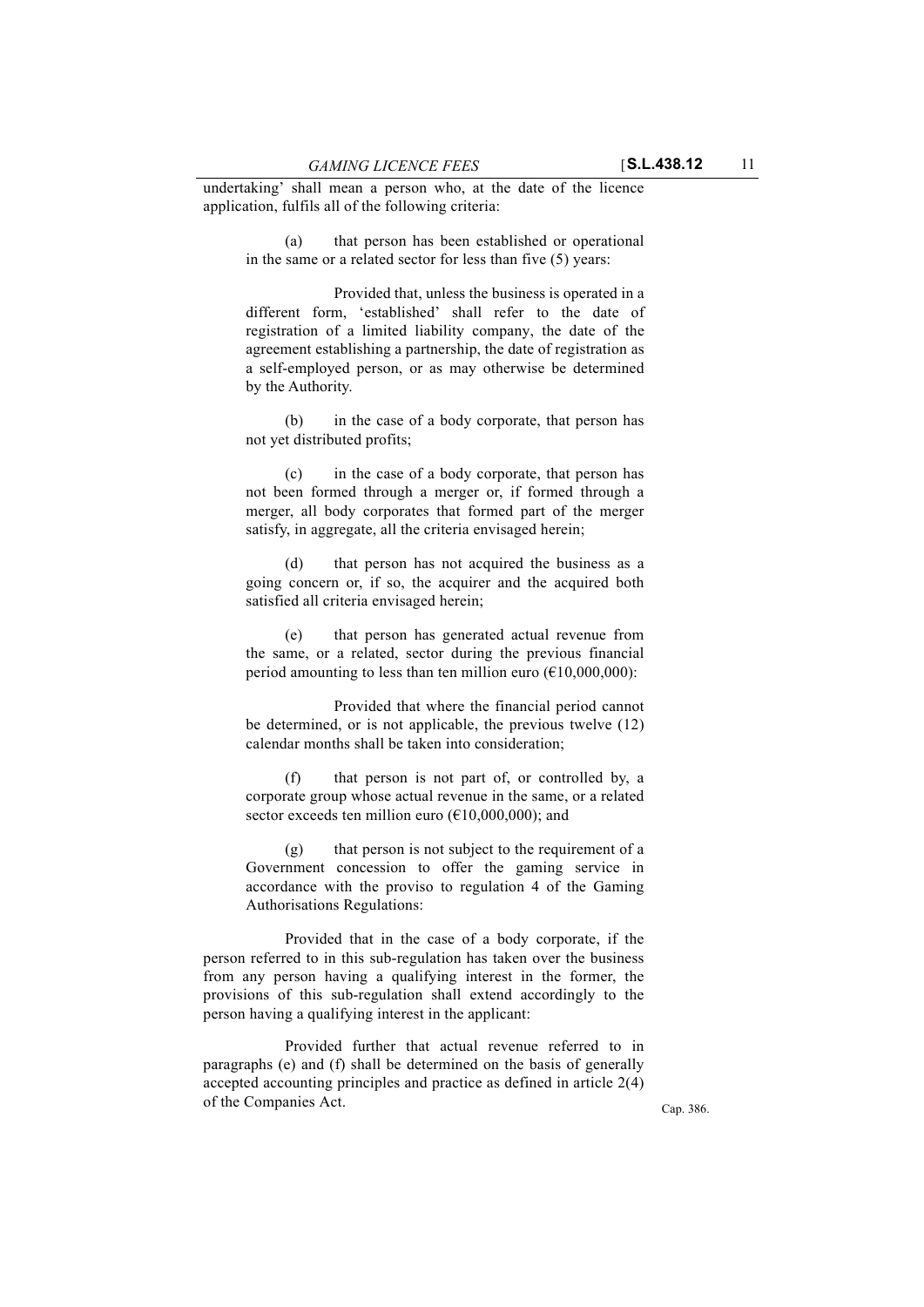undertaking' shall mean a person who, at the date of the licence application, fulfils all of the following criteria:

(a) that person has been established or operational in the same or a related sector for less than five (5) years:

Provided that, unless the business is operated in a different form, 'established' shall refer to the date of registration of a limited liability company, the date of the agreement establishing a partnership, the date of registration as a self-employed person, or as may otherwise be determined by the Authority.

(b) in the case of a body corporate, that person has not yet distributed profits;

(c) in the case of a body corporate, that person has not been formed through a merger or, if formed through a merger, all body corporates that formed part of the merger satisfy, in aggregate, all the criteria envisaged herein;

(d) that person has not acquired the business as a going concern or, if so, the acquirer and the acquired both satisfied all criteria envisaged herein;

(e) that person has generated actual revenue from the same, or a related, sector during the previous financial period amounting to less than ten million euro (€10,000,000):

Provided that where the financial period cannot be determined, or is not applicable, the previous twelve (12) calendar months shall be taken into consideration;

(f) that person is not part of, or controlled by, a corporate group whose actual revenue in the same, or a related sector exceeds ten million euro (€10,000,000); and

(g) that person is not subject to the requirement of a Government concession to offer the gaming service in accordance with the proviso to regulation 4 of the Gaming Authorisations Regulations:

Provided that in the case of a body corporate, if the person referred to in this sub-regulation has taken over the business from any person having a qualifying interest in the former, the provisions of this sub-regulation shall extend accordingly to the person having a qualifying interest in the applicant:

Provided further that actual revenue referred to in paragraphs (e) and (f) shall be determined on the basis of generally accepted accounting principles and practice as defined in article 2(4) of the Companies Act.

Cap. 386.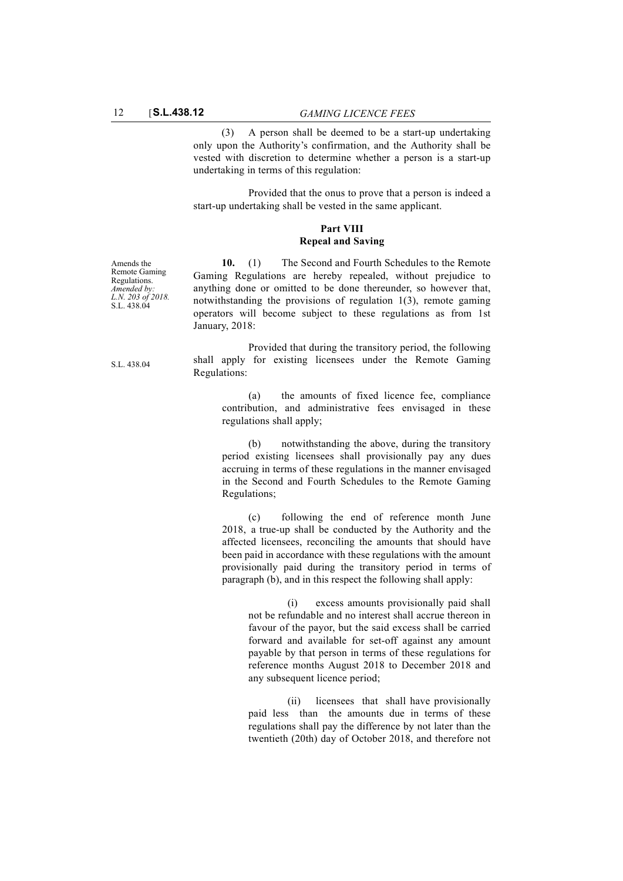(3) A person shall be deemed to be a start-up undertaking only upon the Authority's confirmation, and the Authority shall be vested with discretion to determine whether a person is a start-up undertaking in terms of this regulation:

Provided that the onus to prove that a person is indeed a start-up undertaking shall be vested in the same applicant.

## Part VIII
## Repeal and Saving

Amends the Remote Gaming Regulations. *Amended by: L.N. 203 of 2018.* S.L. 438.04

**10.** (1) The Second and Fourth Schedules to the Remote Gaming Regulations are hereby repealed, without prejudice to anything done or omitted to be done thereunder, so however that, notwithstanding the provisions of regulation 1(3), remote gaming operators will become subject to these regulations as from 1st January, 2018:

S.L. 438.04

Provided that during the transitory period, the following shall apply for existing licensees under the Remote Gaming Regulations:

(a) the amounts of fixed licence fee, compliance contribution, and administrative fees envisaged in these regulations shall apply;

(b) notwithstanding the above, during the transitory period existing licensees shall provisionally pay any dues accruing in terms of these regulations in the manner envisaged in the Second and Fourth Schedules to the Remote Gaming Regulations;

(c) following the end of reference month June 2018, a true-up shall be conducted by the Authority and the affected licensees, reconciling the amounts that should have been paid in accordance with these regulations with the amount provisionally paid during the transitory period in terms of paragraph (b), and in this respect the following shall apply:

(i) excess amounts provisionally paid shall not be refundable and no interest shall accrue thereon in favour of the payor, but the said excess shall be carried forward and available for set-off against any amount payable by that person in terms of these regulations for reference months August 2018 to December 2018 and any subsequent licence period;

(ii) licensees that shall have provisionally paid less than the amounts due in terms of these regulations shall pay the difference by not later than the twentieth (20th) day of October 2018, and therefore not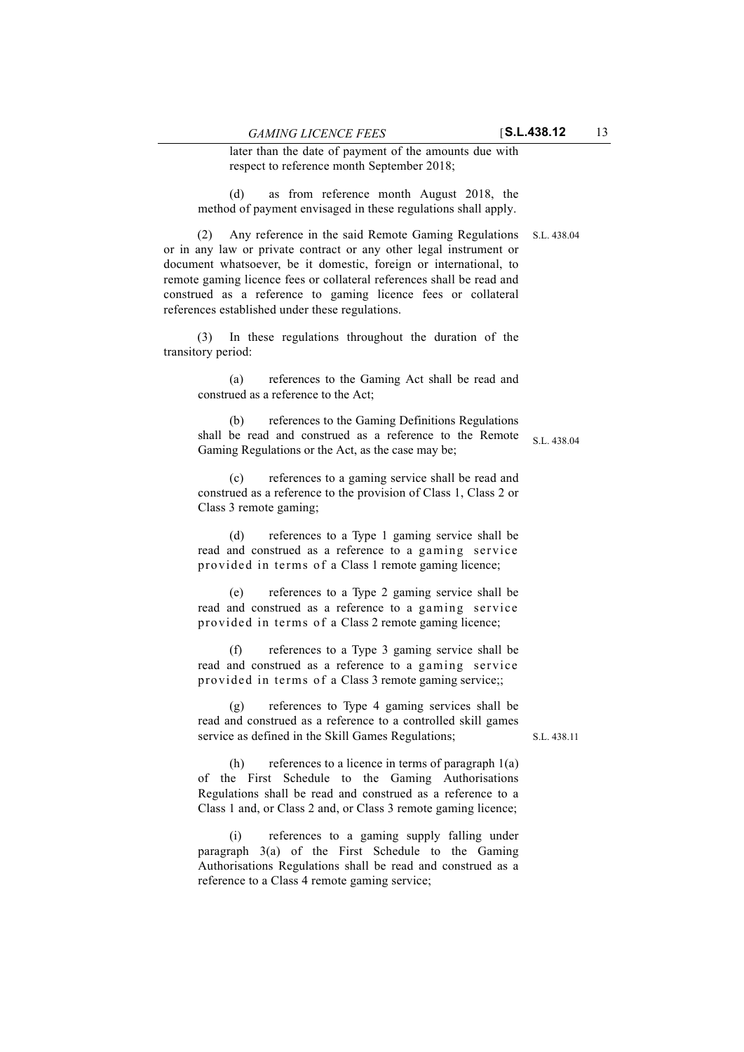later than the date of payment of the amounts due with respect to reference month September 2018;

(d) as from reference month August 2018, the method of payment envisaged in these regulations shall apply.

(2) Any reference in the said Remote Gaming Regulations or in any law or private contract or any other legal instrument or document whatsoever, be it domestic, foreign or international, to remote gaming licence fees or collateral references shall be read and construed as a reference to gaming licence fees or collateral references established under these regulations.

S.L. 438.04

(3) In these regulations throughout the duration of the transitory period:

(a) references to the Gaming Act shall be read and construed as a reference to the Act;

(b) references to the Gaming Definitions Regulations shall be read and construed as a reference to the Remote Gaming Regulations or the Act, as the case may be;

S.L. 438.04

(c) references to a gaming service shall be read and construed as a reference to the provision of Class 1, Class 2 or Class 3 remote gaming;

(d) references to a Type 1 gaming service shall be read and construed as a reference to a gaming service provided in terms of a Class 1 remote gaming licence;

(e) references to a Type 2 gaming service shall be read and construed as a reference to a gaming service provided in terms of a Class 2 remote gaming licence;

(f) references to a Type 3 gaming service shall be read and construed as a reference to a gaming service provided in terms of a Class 3 remote gaming service;;

(g) references to Type 4 gaming services shall be read and construed as a reference to a controlled skill games service as defined in the Skill Games Regulations;

S.L. 438.11

(h) references to a licence in terms of paragraph 1(a) of the First Schedule to the Gaming Authorisations Regulations shall be read and construed as a reference to a Class 1 and, or Class 2 and, or Class 3 remote gaming licence;

(i) references to a gaming supply falling under paragraph 3(a) of the First Schedule to the Gaming Authorisations Regulations shall be read and construed as a reference to a Class 4 remote gaming service;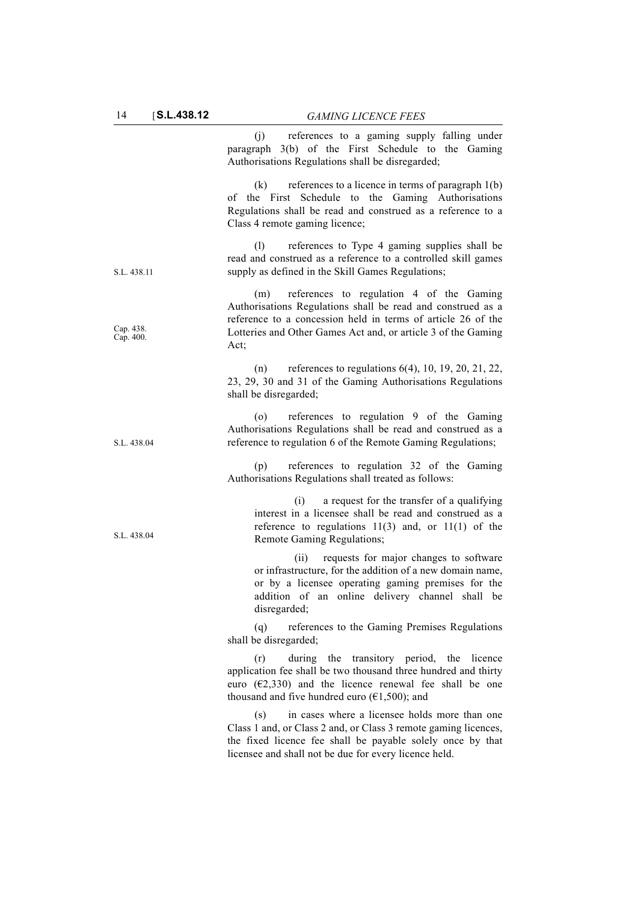(j) references to a gaming supply falling under paragraph 3(b) of the First Schedule to the Gaming Authorisations Regulations shall be disregarded;

(k) references to a licence in terms of paragraph 1(b) of the First Schedule to the Gaming Authorisations Regulations shall be read and construed as a reference to a Class 4 remote gaming licence;

S.L. 438.11

(l) references to Type 4 gaming supplies shall be read and construed as a reference to a controlled skill games supply as defined in the Skill Games Regulations;

Cap. 438.
Cap. 400.

(m) references to regulation 4 of the Gaming Authorisations Regulations shall be read and construed as a reference to a concession held in terms of article 26 of the Lotteries and Other Games Act and, or article 3 of the Gaming Act;

(n) references to regulations 6(4), 10, 19, 20, 21, 22, 23, 29, 30 and 31 of the Gaming Authorisations Regulations shall be disregarded;

S.L. 438.04

(o) references to regulation 9 of the Gaming Authorisations Regulations shall be read and construed as a reference to regulation 6 of the Remote Gaming Regulations;

(p) references to regulation 32 of the Gaming Authorisations Regulations shall treated as follows:

S.L. 438.04

(i) a request for the transfer of a qualifying interest in a licensee shall be read and construed as a reference to regulations 11(3) and, or 11(1) of the Remote Gaming Regulations;

(ii) requests for major changes to software or infrastructure, for the addition of a new domain name, or by a licensee operating gaming premises for the addition of an online delivery channel shall be disregarded;

(q) references to the Gaming Premises Regulations shall be disregarded;

(r) during the transitory period, the licence application fee shall be two thousand three hundred and thirty euro (€2,330) and the licence renewal fee shall be one thousand and five hundred euro (€1,500); and

(s) in cases where a licensee holds more than one Class 1 and, or Class 2 and, or Class 3 remote gaming licences, the fixed licence fee shall be payable solely once by that licensee and shall not be due for every licence held.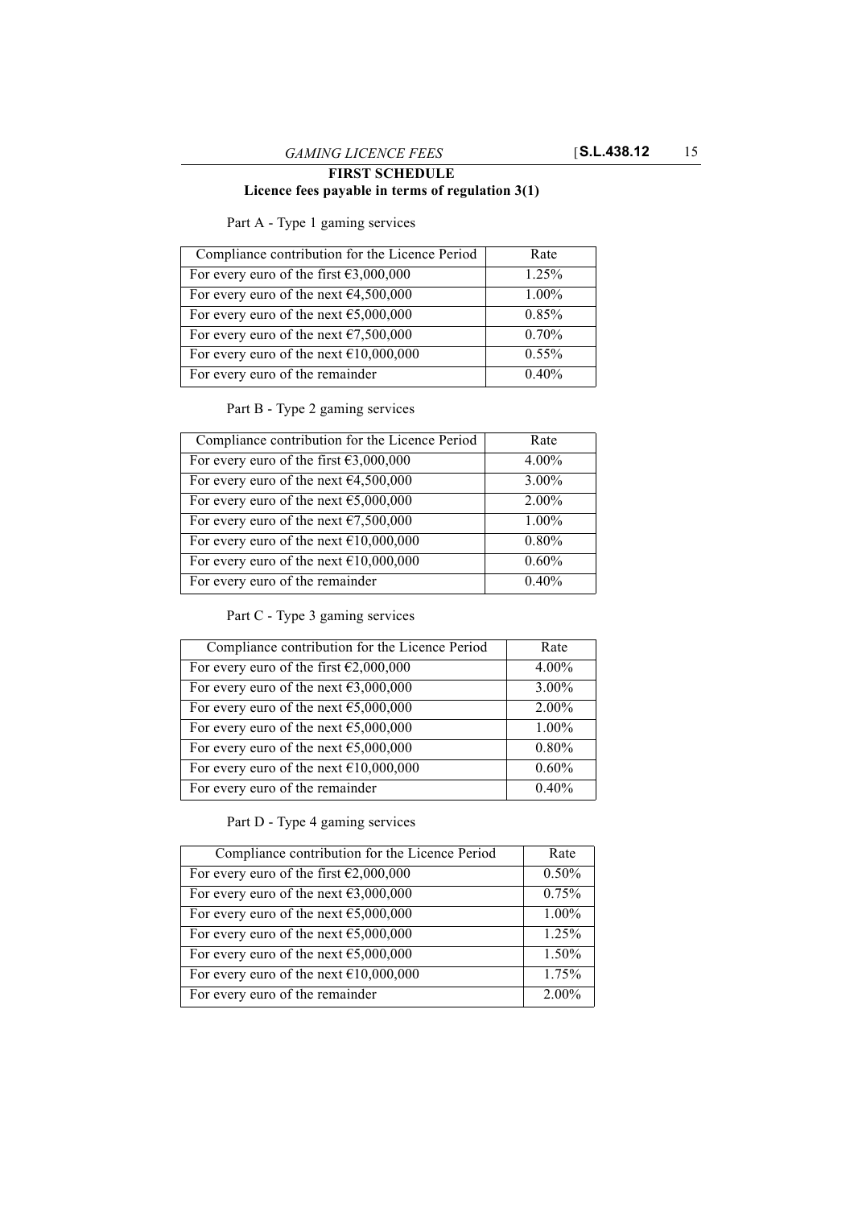## FIRST SCHEDULE

### Licence fees payable in terms of regulation 3(1)

Part A - Type 1 gaming services

| Compliance contribution for the Licence Period | Rate |
|---|---|
| For every euro of the first €3,000,000 | 1.25% |
| For every euro of the next €4,500,000 | 1.00% |
| For every euro of the next €5,000,000 | 0.85% |
| For every euro of the next €7,500,000 | 0.70% |
| For every euro of the next €10,000,000 | 0.55% |
| For every euro of the remainder | 0.40% |

Part B - Type 2 gaming services

| Compliance contribution for the Licence Period | Rate |
|---|---|
| For every euro of the first €3,000,000 | 4.00% |
| For every euro of the next €4,500,000 | 3.00% |
| For every euro of the next €5,000,000 | 2.00% |
| For every euro of the next €7,500,000 | 1.00% |
| For every euro of the next €10,000,000 | 0.80% |
| For every euro of the next €10,000,000 | 0.60% |
| For every euro of the remainder | 0.40% |

Part C - Type 3 gaming services

| Compliance contribution for the Licence Period | Rate |
|---|---|
| For every euro of the first €2,000,000 | 4.00% |
| For every euro of the next €3,000,000 | 3.00% |
| For every euro of the next €5,000,000 | 2.00% |
| For every euro of the next €5,000,000 | 1.00% |
| For every euro of the next €5,000,000 | 0.80% |
| For every euro of the next €10,000,000 | 0.60% |
| For every euro of the remainder | 0.40% |

Part D - Type 4 gaming services

| Compliance contribution for the Licence Period | Rate |
|---|---|
| For every euro of the first €2,000,000 | 0.50% |
| For every euro of the next €3,000,000 | 0.75% |
| For every euro of the next €5,000,000 | 1.00% |
| For every euro of the next €5,000,000 | 1.25% |
| For every euro of the next €5,000,000 | 1.50% |
| For every euro of the next €10,000,000 | 1.75% |
| For every euro of the remainder | 2.00% |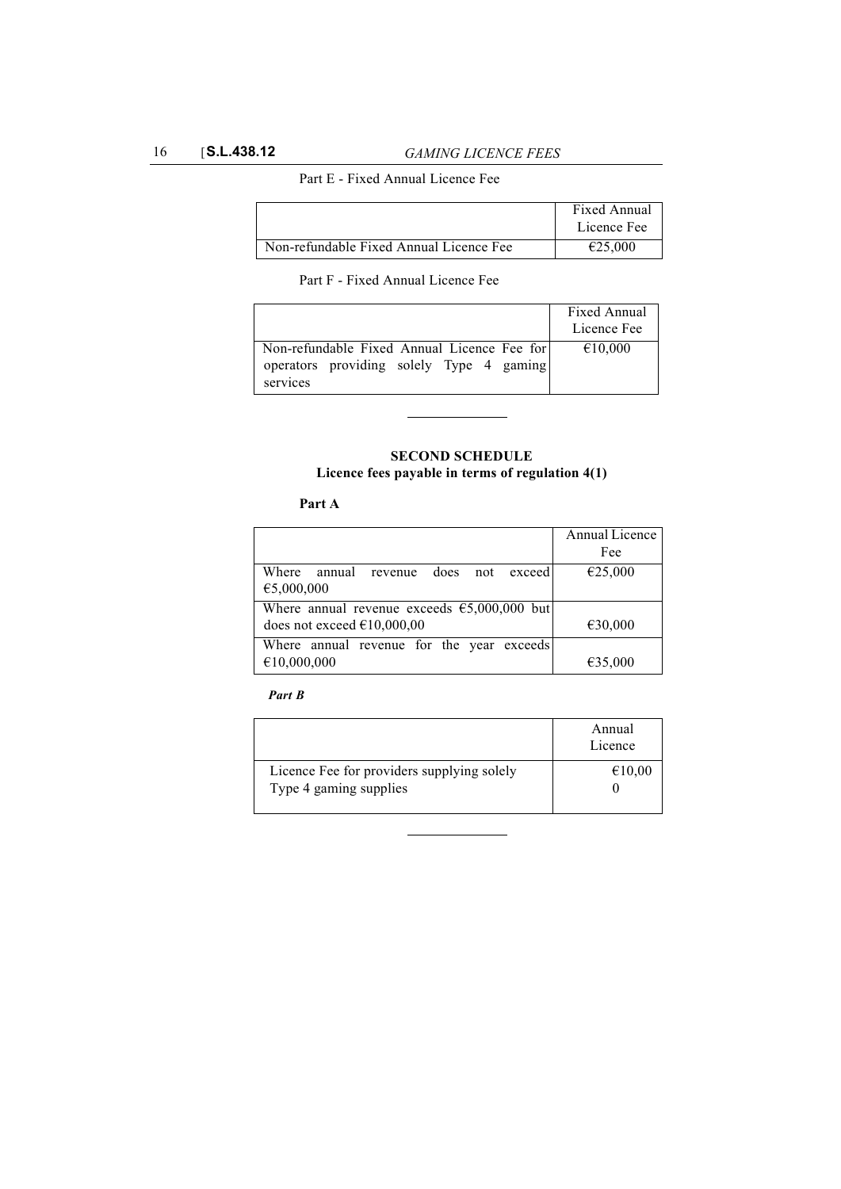Part E - Fixed Annual Licence Fee

| | Fixed Annual Licence Fee |
|---|---|
| Non-refundable Fixed Annual Licence Fee | €25,000 |

Part F - Fixed Annual Licence Fee

| | Fixed Annual Licence Fee |
|---|---|
| Non-refundable Fixed Annual Licence Fee for operators providing solely Type 4 gaming services | €10,000 |

---

## SECOND SCHEDULE
### Licence fees payable in terms of regulation 4(1)

**Part A**

| | Annual Licence Fee |
|---|---|
| Where annual revenue does not exceed €5,000,000 | €25,000 |
| Where annual revenue exceeds €5,000,000 but does not exceed €10,000,00 | €30,000 |
| Where annual revenue for the year exceeds €10,000,000 | €35,000 |

***Part B***

| | Annual Licence |
|---|---|
| Licence Fee for providers supplying solely Type 4 gaming supplies | €10,000 |

---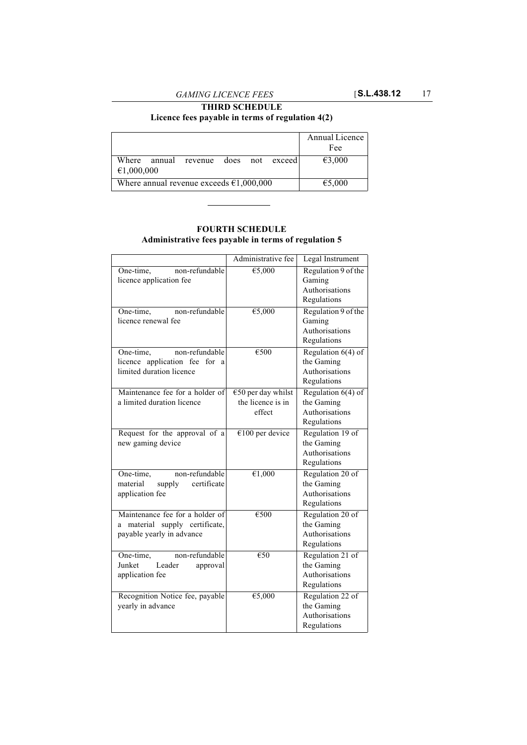## THIRD SCHEDULE

### Licence fees payable in terms of regulation 4(2)

| | Annual Licence Fee |
|---|---|
| Where annual revenue does not exceed €1,000,000 | €3,000 |
| Where annual revenue exceeds €1,000,000 | €5,000 |

---

## FOURTH SCHEDULE

### Administrative fees payable in terms of regulation 5

| | Administrative fee | Legal Instrument |
|---|---|---|
| One-time, non-refundable licence application fee | €5,000 | Regulation 9 of the Gaming Authorisations Regulations |
| One-time, non-refundable licence renewal fee | €5,000 | Regulation 9 of the Gaming Authorisations Regulations |
| One-time, non-refundable licence application fee for a limited duration licence | €500 | Regulation 6(4) of the Gaming Authorisations Regulations |
| Maintenance fee for a holder of a limited duration licence | €50 per day whilst the licence is in effect | Regulation 6(4) of the Gaming Authorisations Regulations |
| Request for the approval of a new gaming device | €100 per device | Regulation 19 of the Gaming Authorisations Regulations |
| One-time, non-refundable material supply certificate application fee | €1,000 | Regulation 20 of the Gaming Authorisations Regulations |
| Maintenance fee for a holder of a material supply certificate, payable yearly in advance | €500 | Regulation 20 of the Gaming Authorisations Regulations |
| One-time, non-refundable Junket Leader approval application fee | €50 | Regulation 21 of the Gaming Authorisations Regulations |
| Recognition Notice fee, payable yearly in advance | €5,000 | Regulation 22 of the Gaming Authorisations Regulations |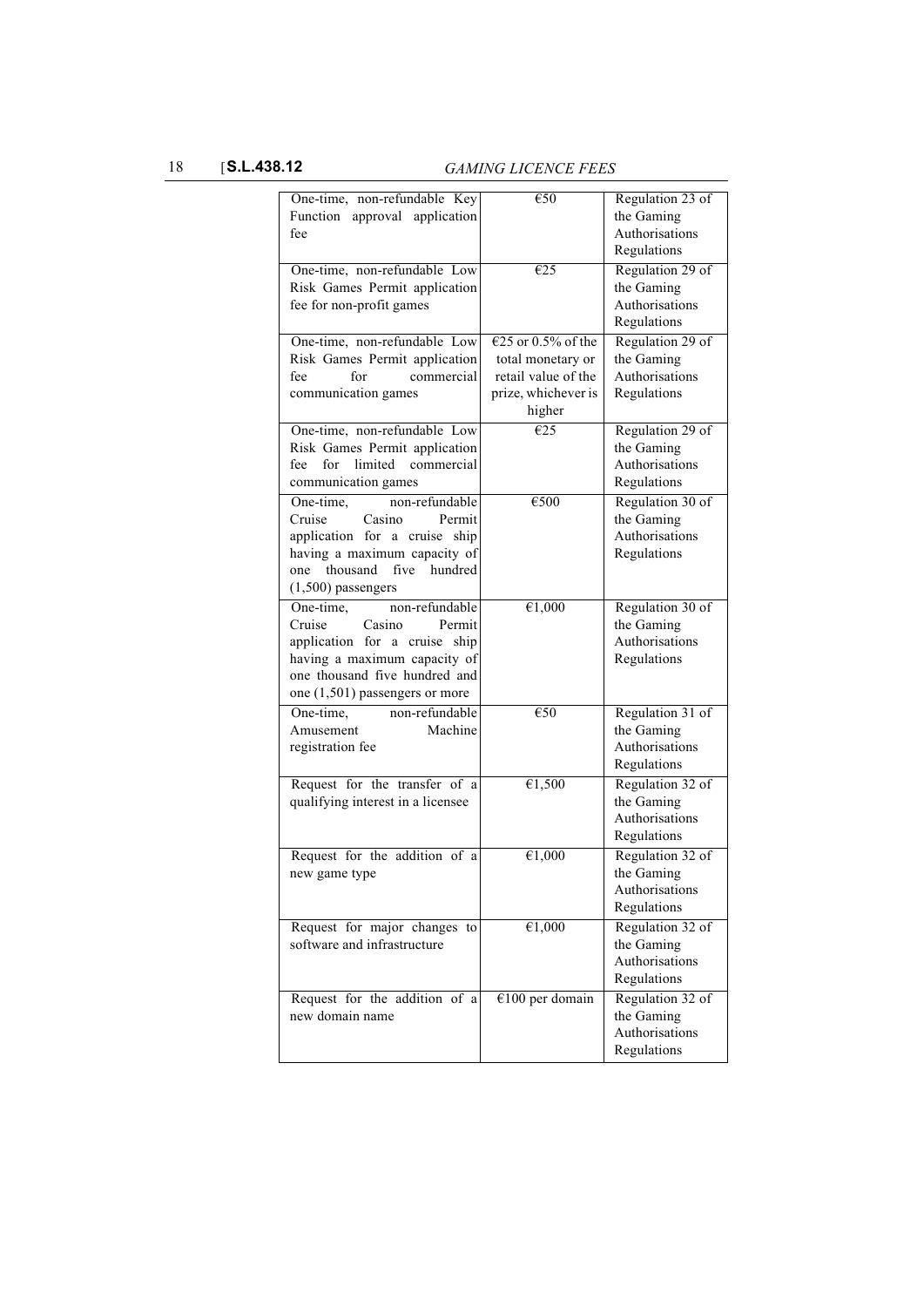| | | |
|---|---|---|
| One-time, non-refundable Key Function approval application fee | €50 | Regulation 23 of the Gaming Authorisations Regulations |
| One-time, non-refundable Low Risk Games Permit application fee for non-profit games | €25 | Regulation 29 of the Gaming Authorisations Regulations |
| One-time, non-refundable Low Risk Games Permit application fee for commercial communication games | €25 or 0.5% of the total monetary or retail value of the prize, whichever is higher | Regulation 29 of the Gaming Authorisations Regulations |
| One-time, non-refundable Low Risk Games Permit application fee for limited commercial communication games | €25 | Regulation 29 of the Gaming Authorisations Regulations |
| One-time, non-refundable Cruise Casino Permit application for a cruise ship having a maximum capacity of one thousand five hundred (1,500) passengers | €500 | Regulation 30 of the Gaming Authorisations Regulations |
| One-time, non-refundable Cruise Casino Permit application for a cruise ship having a maximum capacity of one thousand five hundred and one (1,501) passengers or more | €1,000 | Regulation 30 of the Gaming Authorisations Regulations |
| One-time, non-refundable Amusement Machine registration fee | €50 | Regulation 31 of the Gaming Authorisations Regulations |
| Request for the transfer of a qualifying interest in a licensee | €1,500 | Regulation 32 of the Gaming Authorisations Regulations |
| Request for the addition of a new game type | €1,000 | Regulation 32 of the Gaming Authorisations Regulations |
| Request for major changes to software and infrastructure | €1,000 | Regulation 32 of the Gaming Authorisations Regulations |
| Request for the addition of a new domain name | €100 per domain | Regulation 32 of the Gaming Authorisations Regulations |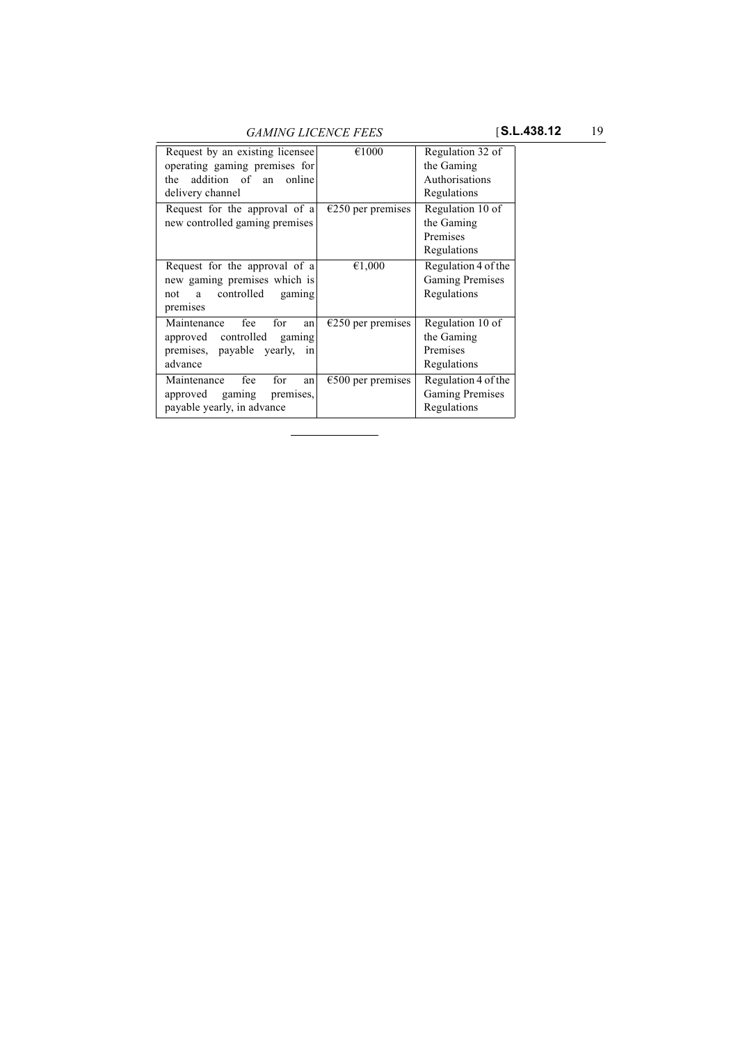| | | |
|---|---|---|
| Request by an existing licensee operating gaming premises for the addition of an online delivery channel | €1000 | Regulation 32 of the Gaming Authorisations Regulations |
| Request for the approval of a new controlled gaming premises | €250 per premises | Regulation 10 of the Gaming Premises Regulations |
| Request for the approval of a new gaming premises which is not a controlled gaming premises | €1,000 | Regulation 4 of the Gaming Premises Regulations |
| Maintenance fee for an approved controlled gaming premises, payable yearly, in advance | €250 per premises | Regulation 10 of the Gaming Premises Regulations |
| Maintenance fee for an approved gaming premises, payable yearly, in advance | €500 per premises | Regulation 4 of the Gaming Premises Regulations |